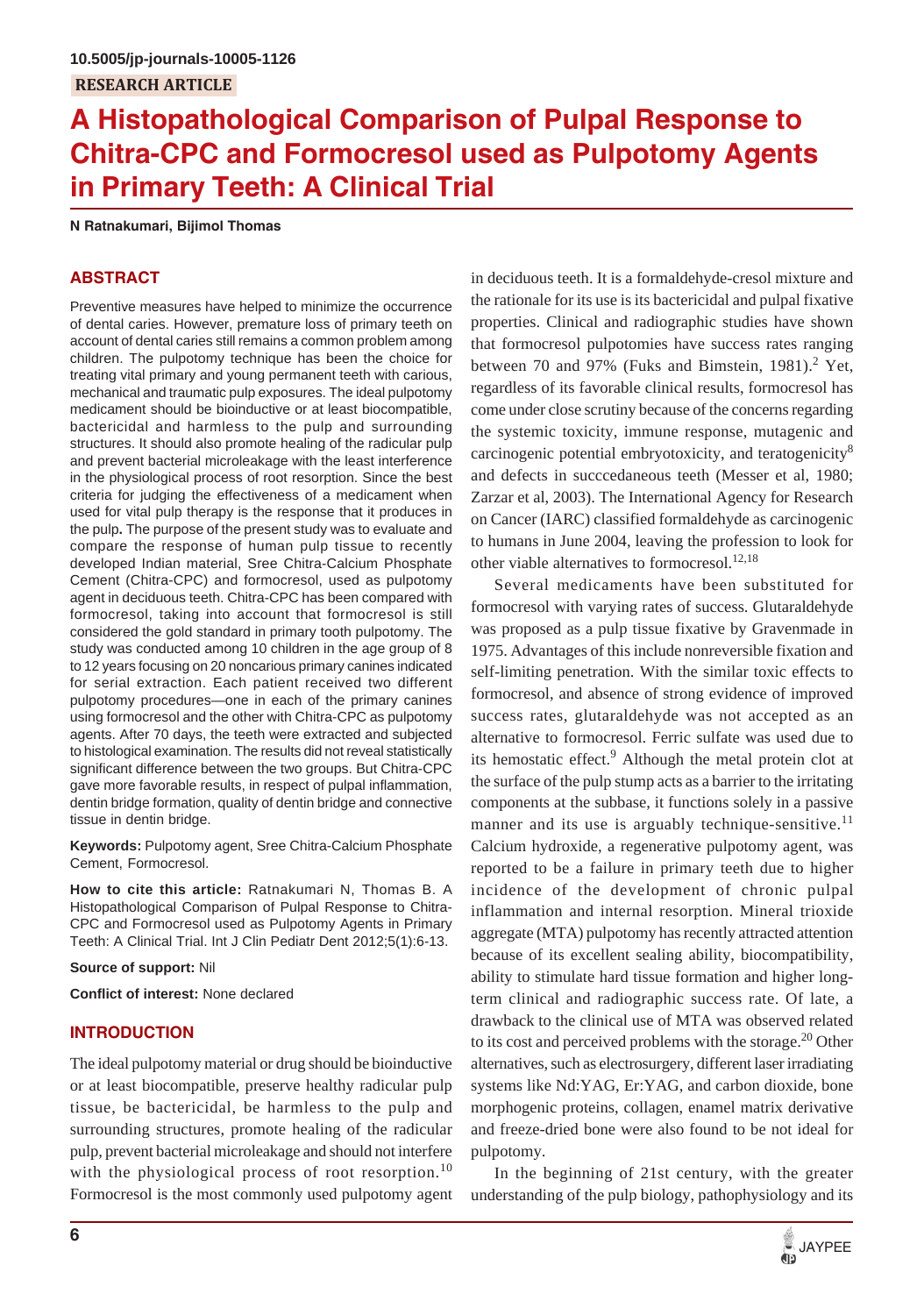10.5005/jp-journals-10005-1126

RESEARCH ARTICLE

# A Histopathological Comparison of Pulpal Response to Chitra-CPC and Formocresol used as Pulpotomy Agents in Primary Teeth: A Clinical Trial

**N Ratnakumari, Bijimol Thomas**

## ABSTRACT

Preventive measures have helped to minimize the occurrence of dental caries. However, premature loss of primary teeth on account of dental caries still remains a common problem among children. The pulpotomy technique has been the choice for treating vital primary and young permanent teeth with carious, mechanical and traumatic pulp exposures. The ideal pulpotomy medicament should be bioinductive or at least biocompatible, bactericidal and harmless to the pulp and surrounding structures. It should also promote healing of the radicular pulp and prevent bacterial microleakage with the least interference in the physiological process of root resorption. Since the best criteria for judging the effectiveness of a medicament when used for vital pulp therapy is the response that it produces in the pulp. **The** purpose of the present study was to evaluate and compare the response of human pulp tissue to recently developed Indian material, Sree Chitra-Calcium Phosphate Cement (Chitra-CPC) and formocresol, used as pulpotomy agent in deciduous teeth. Chitra-CPC has been compared with formocresol, taking into account that formocresol is still considered the gold standard in primary tooth pulpotomy. The study was conducted among 10 children in the age group of 8 to 12 years focusing on 20 noncarious primary canines indicated for serial extraction. Each patient received two different pulpotomy procedures—one in each of the primary canines using formocresol and the other with Chitra-CPC as pulpotomy agents. After 70 days, the teeth were extracted and subjected to histological examination. The results did not reveal statistically significant difference between the two groups. But Chitra-CPC gave more favorable results, in respect of pulpal inflammation, dentin bridge formation, quality of dentin bridge and connective tissue in dentin bridge.

**Keywords:** Pulpotomy agent, Sree Chitra-Calcium Phosphate Cement, Formocresol.

**How to cite this article:** Ratnakumari N, Thomas B. A Histopathological Comparison of Pulpal Response to Chitra-CPC and Formocresol used as Pulpotomy Agents in Primary Teeth: A Clinical Trial. Int J Clin Pediatr Dent 2012;5(1):6-13.

**Source of support:** Nil

**Conflict of interest:** None declared

## INTRODUCTION

The ideal pulpotomy material or drug should be bioinductive or at least biocompatible, preserve healthy radicular pulp tissue, be bactericidal, be harmless to the pulp and surrounding structures, promote healing of the radicular pulp, prevent bacterial microleakage and should not interfere with the physiological process of root resorption.[10] Formocresol is the most commonly used pulpotomy agent in deciduous teeth. It is a formaldehyde-cresol mixture and the rationale for its use is its bactericidal and pulpal fixative properties. Clinical and radiographic studies have shown that formocresol pulpotomies have success rates ranging between 70 and 97% (Fuks and Bimstein, 1981).[2] Yet, regardless of its favorable clinical results, formocresol has come under close scrutiny because of the concerns regarding the systemic toxicity, immune response, mutagenic and carcinogenic potential embryotoxicity, and teratogenicity[8] and defects in succcedaneous teeth (Messer et al, 1980; Zarzar et al, 2003). The International Agency for Research on Cancer (IARC) classified formaldehyde as carcinogenic to humans in June 2004, leaving the profession to look for other viable alternatives to formocresol.[12,18]

Several medicaments have been substituted for formocresol with varying rates of success. Glutaraldehyde was proposed as a pulp tissue fixative by Gravenmade in 1975. Advantages of this include nonreversible fixation and self-limiting penetration. With the similar toxic effects to formocresol, and absence of strong evidence of improved success rates, glutaraldehyde was not accepted as an alternative to formocresol. Ferric sulfate was used due to its hemostatic effect.[9] Although the metal protein clot at the surface of the pulp stump acts as a barrier to the irritating components at the subbase, it functions solely in a passive manner and its use is arguably technique-sensitive.[11] Calcium hydroxide, a regenerative pulpotomy agent, was reported to be a failure in primary teeth due to higher incidence of the development of chronic pulpal inflammation and internal resorption. Mineral trioxide aggregate (MTA) pulpotomy has recently attracted attention because of its excellent sealing ability, biocompatibility, ability to stimulate hard tissue formation and higher long-term clinical and radiographic success rate. Of late, a drawback to the clinical use of MTA was observed related to its cost and perceived problems with the storage.[20] Other alternatives, such as electrosurgery, different laser irradiating systems like Nd:YAG, Er:YAG, and carbon dioxide, bone morphogenic proteins, collagen, enamel matrix derivative and freeze-dried bone were also found to be not ideal for pulpotomy.

In the beginning of 21st century, with the greater understanding of the pulp biology, pathophysiology and its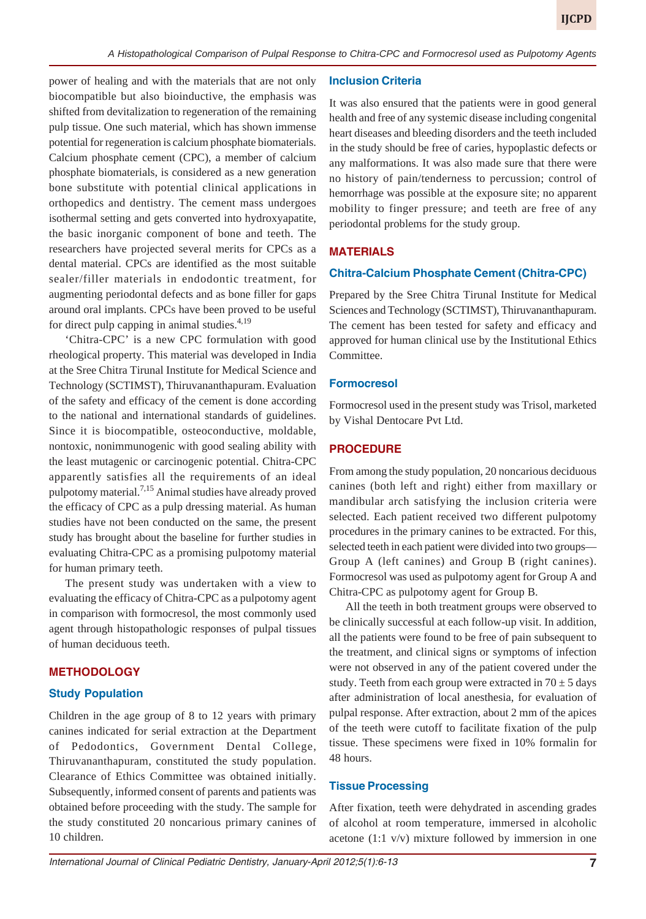power of healing and with the materials that are not only biocompatible but also bioinductive, the emphasis was shifted from devitalization to regeneration of the remaining pulp tissue. One such material, which has shown immense potential for regeneration is calcium phosphate biomaterials. Calcium phosphate cement (CPC), a member of calcium phosphate biomaterials, is considered as a new generation bone substitute with potential clinical applications in orthopedics and dentistry. The cement mass undergoes isothermal setting and gets converted into hydroxyapatite, the basic inorganic component of bone and teeth. The researchers have projected several merits for CPCs as a dental material. CPCs are identified as the most suitable sealer/filler materials in endodontic treatment, for augmenting periodontal defects and as bone filler for gaps around oral implants. CPCs have been proved to be useful for direct pulp capping in animal studies.[4,19]

'Chitra-CPC' is a new CPC formulation with good rheological property. This material was developed in India at the Sree Chitra Tirunal Institute for Medical Science and Technology (SCTIMST), Thiruvananthapuram. Evaluation of the safety and efficacy of the cement is done according to the national and international standards of guidelines. Since it is biocompatible, osteoconductive, moldable, nontoxic, nonimmunogenic with good sealing ability with the least mutagenic or carcinogenic potential. Chitra-CPC apparently satisfies all the requirements of an ideal pulpotomy material.[7,15] Animal studies have already proved the efficacy of CPC as a pulp dressing material. As human studies have not been conducted on the same, the present study has brought about the baseline for further studies in evaluating Chitra-CPC as a promising pulpotomy material for human primary teeth.

The present study was undertaken with a view to evaluating the efficacy of Chitra-CPC as a pulpotomy agent in comparison with formocresol, the most commonly used agent through histopathologic responses of pulpal tissues of human deciduous teeth.

## METHODOLOGY

### Study Population

Children in the age group of 8 to 12 years with primary canines indicated for serial extraction at the Department of Pedodontics, Government Dental College, Thiruvananthapuram, constituted the study population. Clearance of Ethics Committee was obtained initially. Subsequently, informed consent of parents and patients was obtained before proceeding with the study. The sample for the study constituted 20 noncarious primary canines of 10 children.

### Inclusion Criteria

It was also ensured that the patients were in good general health and free of any systemic disease including congenital heart diseases and bleeding disorders and the teeth included in the study should be free of caries, hypoplastic defects or any malformations. It was also made sure that there were no history of pain/tenderness to percussion; control of hemorrhage was possible at the exposure site; no apparent mobility to finger pressure; and teeth are free of any periodontal problems for the study group.

## MATERIALS

### Chitra-Calcium Phosphate Cement (Chitra-CPC)

Prepared by the Sree Chitra Tirunal Institute for Medical Sciences and Technology (SCTIMST), Thiruvananthapuram. The cement has been tested for safety and efficacy and approved for human clinical use by the Institutional Ethics Committee.

### Formocresol

Formocresol used in the present study was Trisol, marketed by Vishal Dentocare Pvt Ltd.

## PROCEDURE

From among the study population, 20 noncarious deciduous canines (both left and right) either from maxillary or mandibular arch satisfying the inclusion criteria were selected. Each patient received two different pulpotomy procedures in the primary canines to be extracted. For this, selected teeth in each patient were divided into two groups—Group A (left canines) and Group B (right canines). Formocresol was used as pulpotomy agent for Group A and Chitra-CPC as pulpotomy agent for Group B.

All the teeth in both treatment groups were observed to be clinically successful at each follow-up visit. In addition, all the patients were found to be free of pain subsequent to the treatment, and clinical signs or symptoms of infection were not observed in any of the patient covered under the study. Teeth from each group were extracted in $70 \pm 5$ days after administration of local anesthesia, for evaluation of pulpal response. After extraction, about 2 mm of the apices of the teeth were cutoff to facilitate fixation of the pulp tissue. These specimens were fixed in 10% formalin for 48 hours.

### Tissue Processing

After fixation, teeth were dehydrated in ascending grades of alcohol at room temperature, immersed in alcoholic acetone (1:1 v/v) mixture followed by immersion in one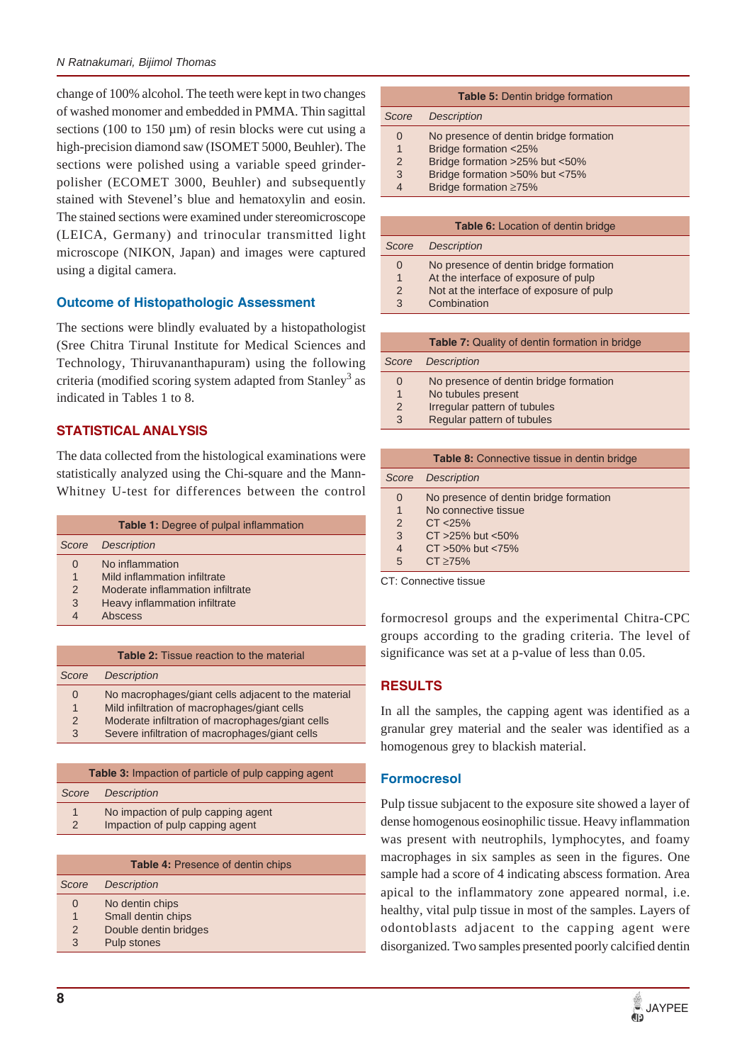change of 100% alcohol. The teeth were kept in two changes of washed monomer and embedded in PMMA. Thin sagittal sections (100 to 150 µm) of resin blocks were cut using a high-precision diamond saw (ISOMET 5000, Beuhler). The sections were polished using a variable speed grinder-polisher (ECOMET 3000, Beuhler) and subsequently stained with Stevenel's blue and hematoxylin and eosin. The stained sections were examined under stereomicroscope (LEICA, Germany) and trinocular transmitted light microscope (NIKON, Japan) and images were captured using a digital camera.

### Outcome of Histopathologic Assessment

The sections were blindly evaluated by a histopathologist (Sree Chitra Tirunal Institute for Medical Sciences and Technology, Thiruvananthapuram) using the following criteria (modified scoring system adapted from Stanley[3] as indicated in Tables 1 to 8.

## STATISTICAL ANALYSIS

The data collected from the histological examinations were statistically analyzed using the Chi-square and the Mann-Whitney U-test for differences between the control formocresol groups and the experimental Chitra-CPC groups according to the grading criteria. The level of significance was set at a p-value of less than 0.05.

**Table 1:** Degree of pulpal inflammation

| *Score* | *Description* |
|---|---|
| 0 | No inflammation |
| 1 | Mild inflammation infiltrate |
| 2 | Moderate inflammation infiltrate |
| 3 | Heavy inflammation infiltrate |
| 4 | Abscess |

**Table 2:** Tissue reaction to the material

| *Score* | *Description* |
|---|---|
| 0 | No macrophages/giant cells adjacent to the material |
| 1 | Mild infiltration of macrophages/giant cells |
| 2 | Moderate infiltration of macrophages/giant cells |
| 3 | Severe infiltration of macrophages/giant cells |

**Table 3:** Impaction of particle of pulp capping agent

| *Score* | *Description* |
|---|---|
| 1 | No impaction of pulp capping agent |
| 2 | Impaction of pulp capping agent |

**Table 4:** Presence of dentin chips

| *Score* | *Description* |
|---|---|
| 0 | No dentin chips |
| 1 | Small dentin chips |
| 2 | Double dentin bridges |
| 3 | Pulp stones |

**Table 5:** Dentin bridge formation

| *Score* | *Description* |
|---|---|
| 0 | No presence of dentin bridge formation |
| 1 | Bridge formation <25% |
| 2 | Bridge formation >25% but <50% |
| 3 | Bridge formation >50% but <75% |
| 4 | Bridge formation ≥75% |

**Table 6:** Location of dentin bridge

| *Score* | *Description* |
|---|---|
| 0 | No presence of dentin bridge formation |
| 1 | At the interface of exposure of pulp |
| 2 | Not at the interface of exposure of pulp |
| 3 | Combination |

**Table 7:** Quality of dentin formation in bridge

| *Score* | *Description* |
|---|---|
| 0 | No presence of dentin bridge formation |
| 1 | No tubules present |
| 2 | Irregular pattern of tubules |
| 3 | Regular pattern of tubules |

**Table 8:** Connective tissue in dentin bridge

| *Score* | *Description* |
|---|---|
| 0 | No presence of dentin bridge formation |
| 1 | No connective tissue |
| 2 | CT <25% |
| 3 | CT >25% but <50% |
| 4 | CT >50% but <75% |
| 5 | CT ≥75% |

CT: Connective tissue

## RESULTS

In all the samples, the capping agent was identified as a granular grey material and the sealer was identified as a homogenous grey to blackish material.

### Formocresol

Pulp tissue subjacent to the exposure site showed a layer of dense homogenous eosinophilic tissue. Heavy inflammation was present with neutrophils, lymphocytes, and foamy macrophages in six samples as seen in the figures. One sample had a score of 4 indicating abscess formation. Area apical to the inflammatory zone appeared normal, i.e. healthy, vital pulp tissue in most of the samples. Layers of odontoblasts adjacent to the capping agent were disorganized. Two samples presented poorly calcified dentin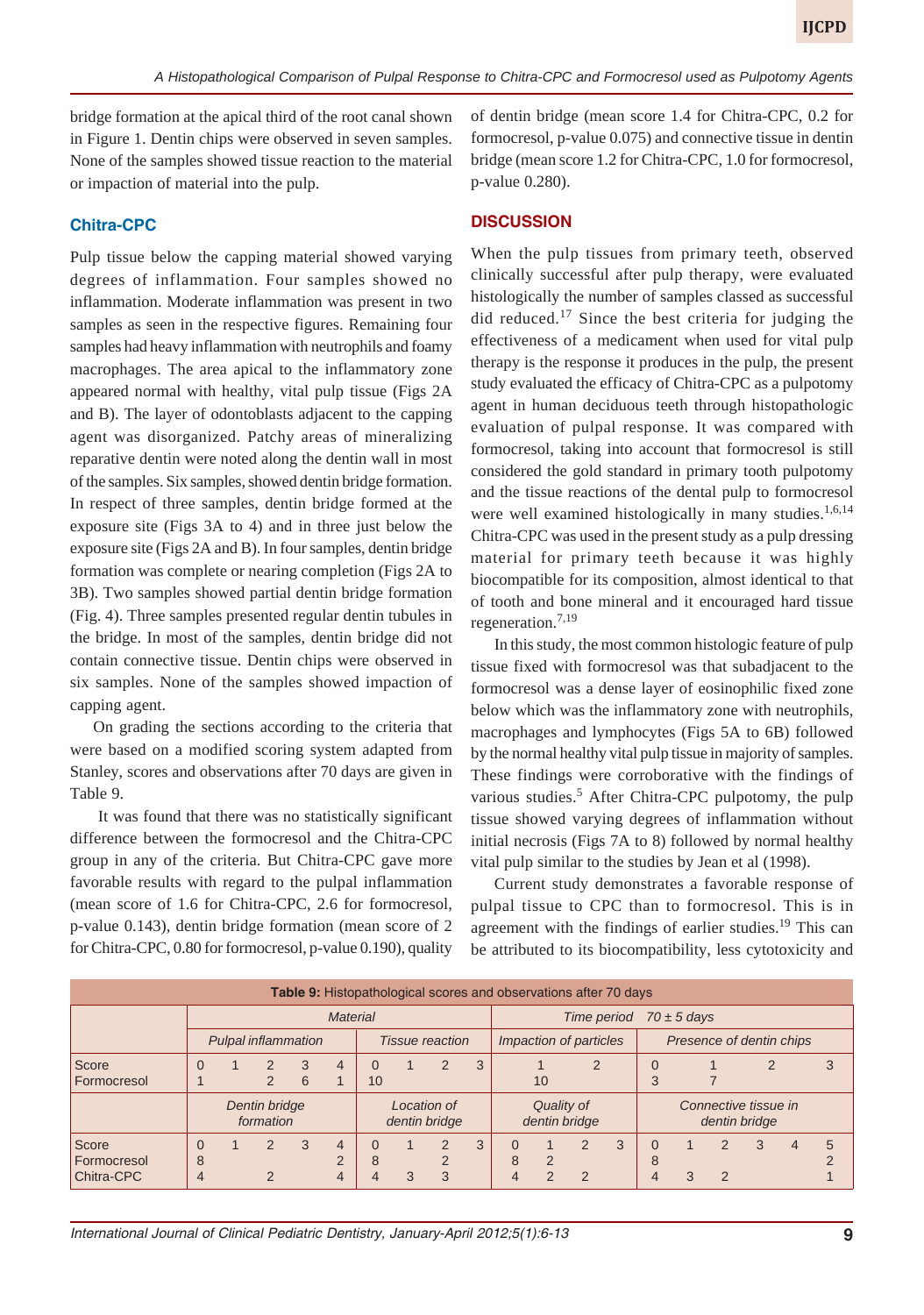bridge formation at the apical third of the root canal shown in Figure 1. Dentin chips were observed in seven samples. None of the samples showed tissue reaction to the material or impaction of material into the pulp.

### Chitra-CPC

Pulp tissue below the capping material showed varying degrees of inflammation. Four samples showed no inflammation. Moderate inflammation was present in two samples as seen in the respective figures. Remaining four samples had heavy inflammation with neutrophils and foamy macrophages. The area apical to the inflammatory zone appeared normal with healthy, vital pulp tissue (Figs 2A and B). The layer of odontoblasts adjacent to the capping agent was disorganized. Patchy areas of mineralizing reparative dentin were noted along the dentin wall in most of the samples. Six samples, showed dentin bridge formation. In respect of three samples, dentin bridge formed at the exposure site (Figs 3A to 4) and in three just below the exposure site (Figs 2A and B). In four samples, dentin bridge formation was complete or nearing completion (Figs 2A to 3B). Two samples showed partial dentin bridge formation (Fig. 4). Three samples presented regular dentin tubules in the bridge. In most of the samples, dentin bridge did not contain connective tissue. Dentin chips were observed in six samples. None of the samples showed impaction of capping agent.

On grading the sections according to the criteria that were based on a modified scoring system adapted from Stanley, scores and observations after 70 days are given in Table 9.

It was found that there was no statistically significant difference between the formocresol and the Chitra-CPC group in any of the criteria. But Chitra-CPC gave more favorable results with regard to the pulpal inflammation (mean score of 1.6 for Chitra-CPC, 2.6 for formocresol, p-value 0.143), dentin bridge formation (mean score of 2 for Chitra-CPC, 0.80 for formocresol, p-value 0.190), quality of dentin bridge (mean score 1.4 for Chitra-CPC, 0.2 for formocresol, p-value 0.075) and connective tissue in dentin bridge (mean score 1.2 for Chitra-CPC, 1.0 for formocresol, p-value 0.280).

## DISCUSSION

When the pulp tissues from primary teeth, observed clinically successful after pulp therapy, were evaluated histologically the number of samples classed as successful did reduced.[17] Since the best criteria for judging the effectiveness of a medicament when used for vital pulp therapy is the response it produces in the pulp, the present study evaluated the efficacy of Chitra-CPC as a pulpotomy agent in human deciduous teeth through histopathologic evaluation of pulpal response. It was compared with formocresol, taking into account that formocresol is still considered the gold standard in primary tooth pulpotomy and the tissue reactions of the dental pulp to formocresol were well examined histologically in many studies.[1,6,14] Chitra-CPC was used in the present study as a pulp dressing material for primary teeth because it was highly biocompatible for its composition, almost identical to that of tooth and bone mineral and it encouraged hard tissue regeneration.[7,19]

In this study, the most common histologic feature of pulp tissue fixed with formocresol was that subadjacent to the formocresol was a dense layer of eosinophilic fixed zone below which was the inflammatory zone with neutrophils, macrophages and lymphocytes (Figs 5A to 6B) followed by the normal healthy vital pulp tissue in majority of samples. These findings were corroborative with the findings of various studies.[5] After Chitra-CPC pulpotomy, the pulp tissue showed varying degrees of inflammation without initial necrosis (Figs 7A to 8) followed by normal healthy vital pulp similar to the studies by Jean et al (1998).

Current study demonstrates a favorable response of pulpal tissue to CPC than to formocresol. This is in agreement with the findings of earlier studies.[19] This can be attributed to its biocompatibility, less cytotoxicity and

**Table 9:** Histopathological scores and observations after 70 days

| | Material | | | | | | | | | Time period 70 ± 5 days | | | | | | | | | |
|---|---|---|---|---|---|---|---|---|---|---|---|---|---|---|---|---|---|---|---|
| | Pulpal inflammation | | | | | Tissue reaction | | | | Impaction of particles | | Presence of dentin chips | | | | | | | |
| Score | 0 | 1 | 2 | 3 | 4 | 0 | 1 | 2 | 3 | 1 | 2 | 0 | 1 | 2 | 3 | | | | |
| Formocresol | 1 | | 2 | 6 | 1 | 10 | | | | 10 | | 3 | 7 | | | | | | |
| | Dentin bridge formation | | | | | Location of dentin bridge | | | | Quality of dentin bridge | | | | Connective tissue in dentin bridge | | | | | |
| Score | 0 | 1 | 2 | 3 | 4 | 0 | 1 | 2 | 3 | 0 | 1 | 2 | 3 | 0 | 1 | 2 | 3 | 4 | 5 |
| Formocresol | 8 | | | | 2 | 8 | | 2 | | 8 | 2 | | | 8 | | | | | 2 |
| Chitra-CPC | 4 | | 2 | | 4 | 4 | 3 | 3 | | 4 | 2 | 2 | | 4 | 3 | 2 | | | 1 |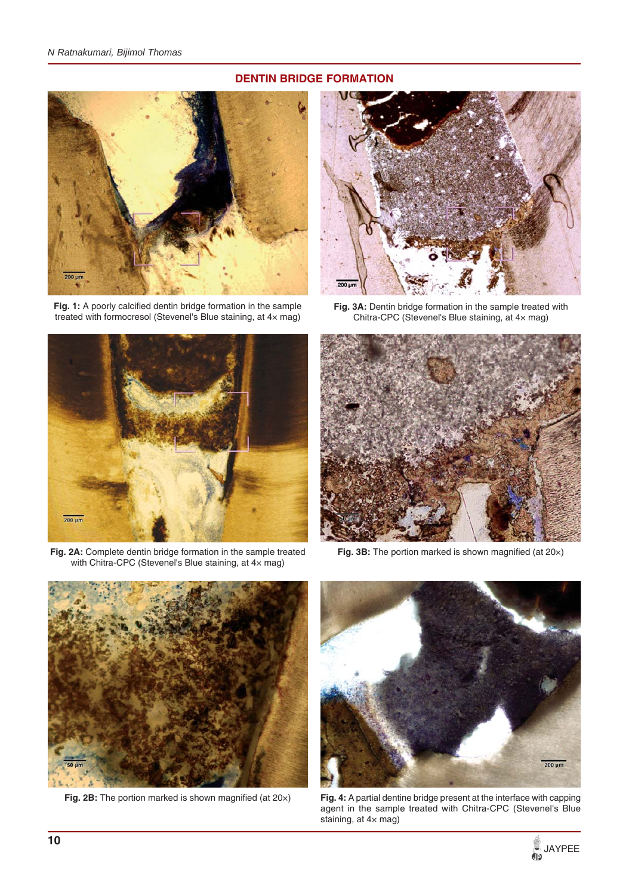## DENTIN BRIDGE FORMATION

**Fig. 1:** A poorly calcified dentin bridge formation in the sample treated with formocresol (Stevenel's Blue staining, at 4× mag)

**Fig. 3A:** Dentin bridge formation in the sample treated with Chitra-CPC (Stevenel's Blue staining, at 4× mag)

**Fig. 2A:** Complete dentin bridge formation in the sample treated with Chitra-CPC (Stevenel's Blue staining, at 4× mag)

**Fig. 3B:** The portion marked is shown magnified (at 20×)

**Fig. 2B:** The portion marked is shown magnified (at 20×)

**Fig. 4:** A partial dentine bridge present at the interface with capping agent in the sample treated with Chitra-CPC (Stevenel's Blue staining, at 4× mag)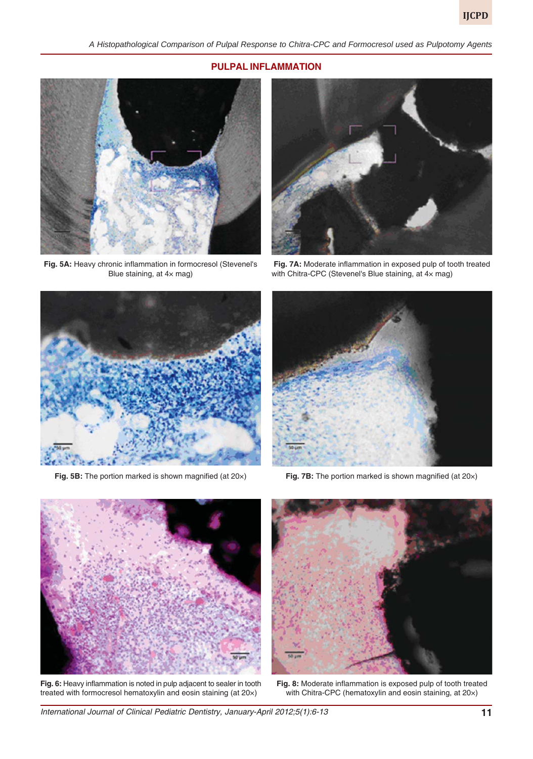## PULPAL INFLAMMATION

**Fig. 5A:** Heavy chronic inflammation in formocresol (Stevenel's Blue staining, at 4× mag)

**Fig. 7A:** Moderate inflammation in exposed pulp of tooth treated with Chitra-CPC (Stevenel's Blue staining, at 4× mag)

**Fig. 5B:** The portion marked is shown magnified (at 20×)

**Fig. 7B:** The portion marked is shown magnified (at 20×)

**Fig. 6:** Heavy inflammation is noted in pulp adjacent to sealer in tooth treated with formocresol hematoxylin and eosin staining (at 20×)

**Fig. 8:** Moderate inflammation is exposed pulp of tooth treated with Chitra-CPC (hematoxylin and eosin staining, at 20×)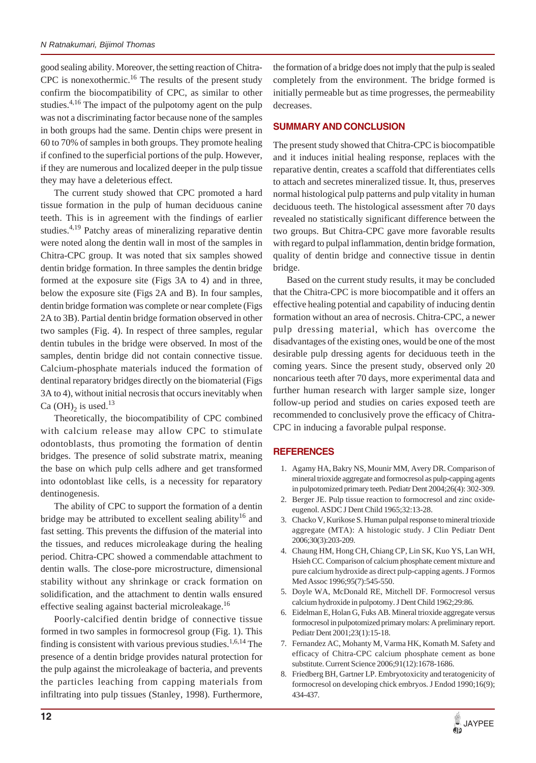good sealing ability. Moreover, the setting reaction of Chitra-CPC is nonexothermic.[16] The results of the present study confirm the biocompatibility of CPC, as similar to other studies.[4,16] The impact of the pulpotomy agent on the pulp was not a discriminating factor because none of the samples in both groups had the same. Dentin chips were present in 60 to 70% of samples in both groups. They promote healing if confined to the superficial portions of the pulp. However, if they are numerous and localized deeper in the pulp tissue they may have a deleterious effect.

The current study showed that CPC promoted a hard tissue formation in the pulp of human deciduous canine teeth. This is in agreement with the findings of earlier studies.[4,19] Patchy areas of mineralizing reparative dentin were noted along the dentin wall in most of the samples in Chitra-CPC group. It was noted that six samples showed dentin bridge formation. In three samples the dentin bridge formed at the exposure site (Figs 3A to 4) and in three, below the exposure site (Figs 2A and B). In four samples, dentin bridge formation was complete or near complete (Figs 2A to 3B). Partial dentin bridge formation observed in other two samples (Fig. 4). In respect of three samples, regular dentin tubules in the bridge were observed. In most of the samples, dentin bridge did not contain connective tissue. Calcium-phosphate materials induced the formation of dentinal reparatory bridges directly on the biomaterial (Figs 3A to 4), without initial necrosis that occurs inevitably when $Ca(OH)_2$ is used.[13]

Theoretically, the biocompatibility of CPC combined with calcium release may allow CPC to stimulate odontoblasts, thus promoting the formation of dentin bridges. The presence of solid substrate matrix, meaning the base on which pulp cells adhere and get transformed into odontoblast like cells, is a necessity for reparatory dentinogenesis.

The ability of CPC to support the formation of a dentin bridge may be attributed to excellent sealing ability[16] and fast setting. This prevents the diffusion of the material into the tissues, and reduces microleakage during the healing period. Chitra-CPC showed a commendable attachment to dentin walls. The close-pore microstructure, dimensional stability without any shrinkage or crack formation on solidification, and the attachment to dentin walls ensured effective sealing against bacterial microleakage.[16]

Poorly-calcified dentin bridge of connective tissue formed in two samples in formocresol group (Fig. 1). This finding is consistent with various previous studies.[1,6,14] The presence of a dentin bridge provides natural protection for the pulp against the microleakage of bacteria, and prevents the particles leaching from capping materials from infiltrating into pulp tissues (Stanley, 1998). Furthermore, the formation of a bridge does not imply that the pulp is sealed completely from the environment. The bridge formed is initially permeable but as time progresses, the permeability decreases.

## SUMMARY AND CONCLUSION

The present study showed that Chitra-CPC is biocompatible and it induces initial healing response, replaces with the reparative dentin, creates a scaffold that differentiates cells to attach and secretes mineralized tissue. It, thus, preserves normal histological pulp patterns and pulp vitality in human deciduous teeth. The histological assessment after 70 days revealed no statistically significant difference between the two groups. But Chitra-CPC gave more favorable results with regard to pulpal inflammation, dentin bridge formation, quality of dentin bridge and connective tissue in dentin bridge.

Based on the current study results, it may be concluded that the Chitra-CPC is more biocompatible and it offers an effective healing potential and capability of inducing dentin formation without an area of necrosis. Chitra-CPC, a newer pulp dressing material, which has overcome the disadvantages of the existing ones, would be one of the most desirable pulp dressing agents for deciduous teeth in the coming years. Since the present study, observed only 20 noncarious teeth after 70 days, more experimental data and further human research with larger sample size, longer follow-up period and studies on caries exposed teeth are recommended to conclusively prove the efficacy of Chitra-CPC in inducing a favorable pulpal response.

## REFERENCES

1. Agamy HA, Bakry NS, Mounir MM, Avery DR. Comparison of mineral trioxide aggregate and formocresol as pulp-capping agents in pulpotomized primary teeth. Pediatr Dent 2004;26(4): 302-309.
2. Berger JE. Pulp tissue reaction to formocresol and zinc oxide-eugenol. ASDC J Dent Child 1965;32:13-28.
3. Chacko V, Kurikose S. Human pulpal response to mineral trioxide aggregate (MTA): A histologic study. J Clin Pediatr Dent 2006;30(3):203-209.
4. Chaung HM, Hong CH, Chiang CP, Lin SK, Kuo YS, Lan WH, Hsieh CC. Comparison of calcium phosphate cement mixture and pure calcium hydroxide as direct pulp-capping agents. J Formos Med Assoc 1996;95(7):545-550.
5. Doyle WA, McDonald RE, Mitchell DF. Formocresol versus calcium hydroxide in pulpotomy. J Dent Child 1962;29:86.
6. Eidelman E, Holan G, Fuks AB. Mineral trioxide aggregate versus formocresol in pulpotomized primary molars: A preliminary report. Pediatr Dent 2001;23(1):15-18.
7. Fernandez AC, Mohanty M, Varma HK, Komath M. Safety and efficacy of Chitra-CPC calcium phosphate cement as bone substitute. Current Science 2006;91(12):1678-1686.
8. Friedberg BH, Gartner LP. Embryotoxicity and teratogenicity of formocresol on developing chick embryos. J Endod 1990;16(9); 434-437.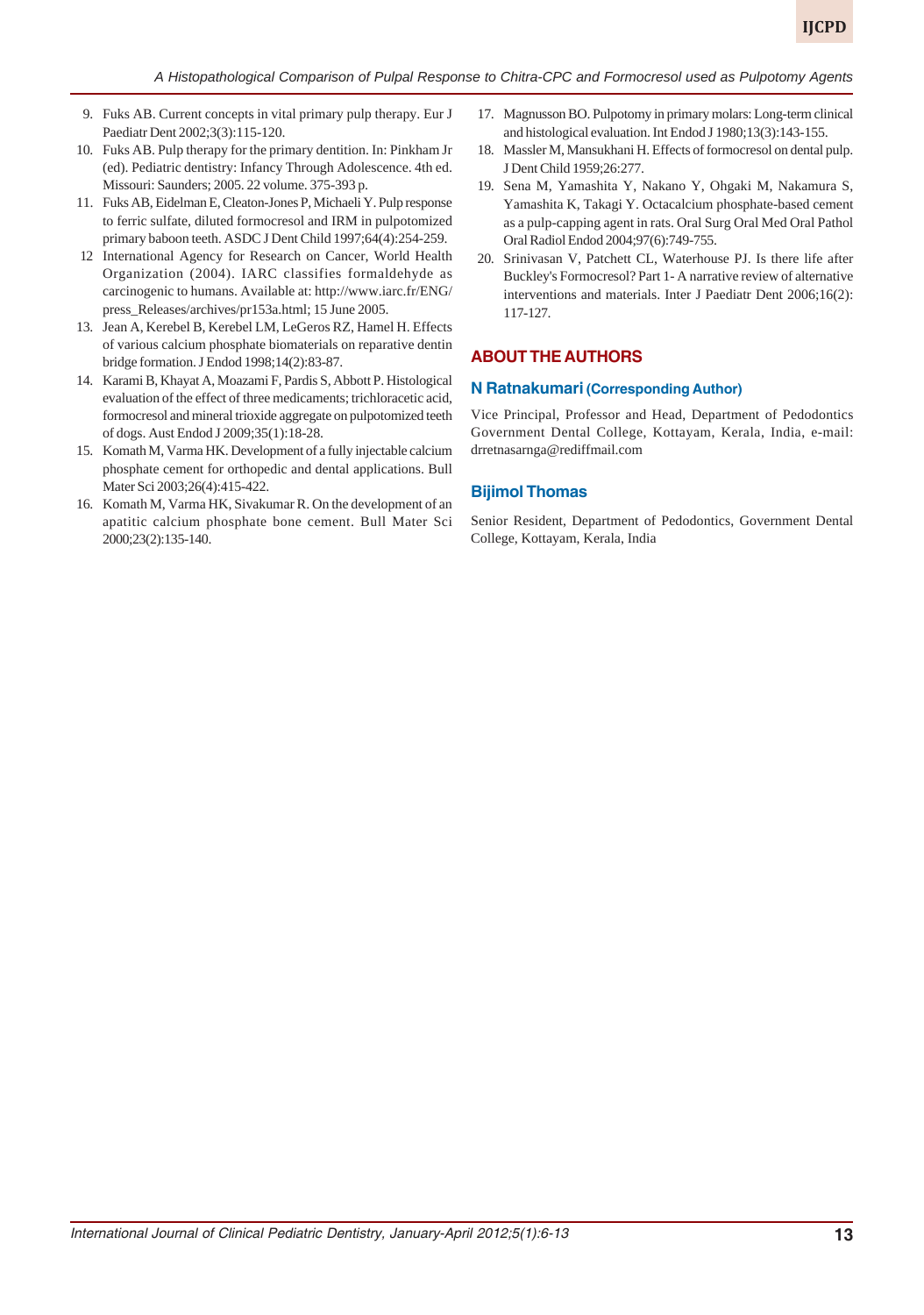9. Fuks AB. Current concepts in vital primary pulp therapy. Eur J Paediatr Dent 2002;3(3):115-120.
10. Fuks AB. Pulp therapy for the primary dentition. In: Pinkham Jr (ed). Pediatric dentistry: Infancy Through Adolescence. 4th ed. Missouri: Saunders; 2005. 22 volume. 375-393 p.
11. Fuks AB, Eidelman E, Cleaton-Jones P, Michaeli Y. Pulp response to ferric sulfate, diluted formocresol and IRM in pulpotomized primary baboon teeth. ASDC J Dent Child 1997;64(4):254-259.
12. International Agency for Research on Cancer, World Health Organization (2004). IARC classifies formaldehyde as carcinogenic to humans. Available at: http://www.iarc.fr/ENG/press_Releases/archives/pr153a.html; 15 June 2005.
13. Jean A, Kerebel B, Kerebel LM, LeGeros RZ, Hamel H. Effects of various calcium phosphate biomaterials on reparative dentin bridge formation. J Endod 1998;14(2):83-87.
14. Karami B, Khayat A, Moazami F, Pardis S, Abbott P. Histological evaluation of the effect of three medicaments; trichloracetic acid, formocresol and mineral trioxide aggregate on pulpotomized teeth of dogs. Aust Endod J 2009;35(1):18-28.
15. Komath M, Varma HK. Development of a fully injectable calcium phosphate cement for orthopedic and dental applications. Bull Mater Sci 2003;26(4):415-422.
16. Komath M, Varma HK, Sivakumar R. On the development of an apatitic calcium phosphate bone cement. Bull Mater Sci 2000;23(2):135-140.
17. Magnusson BO. Pulpotomy in primary molars: Long-term clinical and histological evaluation. Int Endod J 1980;13(3):143-155.
18. Massler M, Mansukhani H. Effects of formocresol on dental pulp. J Dent Child 1959;26:277.
19. Sena M, Yamashita Y, Nakano Y, Ohgaki M, Nakamura S, Yamashita K, Takagi Y. Octacalcium phosphate-based cement as a pulp-capping agent in rats. Oral Surg Oral Med Oral Pathol Oral Radiol Endod 2004;97(6):749-755.
20. Srinivasan V, Patchett CL, Waterhouse PJ. Is there life after Buckley's Formocresol? Part 1- A narrative review of alternative interventions and materials. Inter J Paediatr Dent 2006;16(2): 117-127.

## ABOUT THE AUTHORS

### N Ratnakumari (Corresponding Author)

Vice Principal, Professor and Head, Department of Pedodontics Government Dental College, Kottayam, Kerala, India, e-mail: drretnasarnga@rediffmail.com

### Bijimol Thomas

Senior Resident, Department of Pedodontics, Government Dental College, Kottayam, Kerala, India